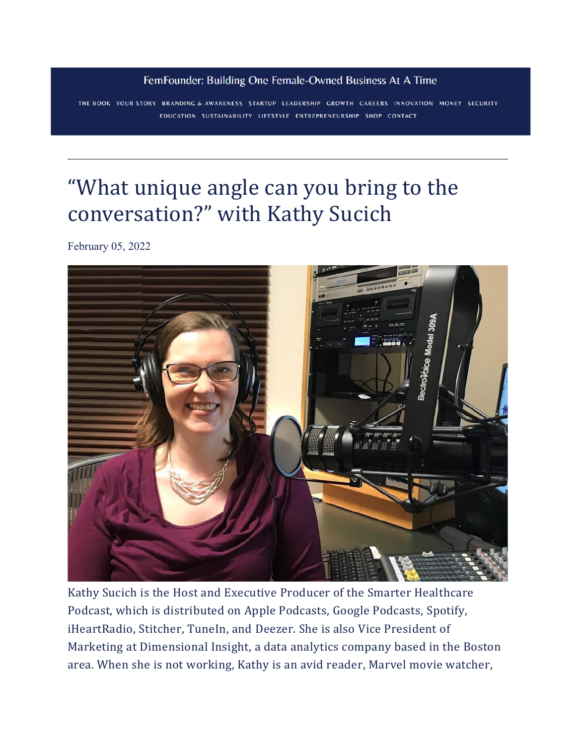FemFounder: Building One Female-Owned Business At A Time

THE BOOK YOUR STORY BRANDING & AWARENESS STARTUP LEADERSHIP GROWTH CAREERS INNOVATION MONEY SECURITY EDUCATION SUSTAINABILITY LIFESTYLE ENTREPRENEURSHIP SHOP CONTACT

---

# "What unique angle can you bring to the conversation?" with Kathy Sucich

February 05, 2022

Kathy Sucich is the Host and Executive Producer of the Smarter Healthcare Podcast, which is distributed on Apple Podcasts, Google Podcasts, Spotify, iHeartRadio, Stitcher, TuneIn, and Deezer. She is also Vice President of Marketing at Dimensional Insight, a data analytics company based in the Boston area. When she is not working, Kathy is an avid reader, Marvel movie watcher,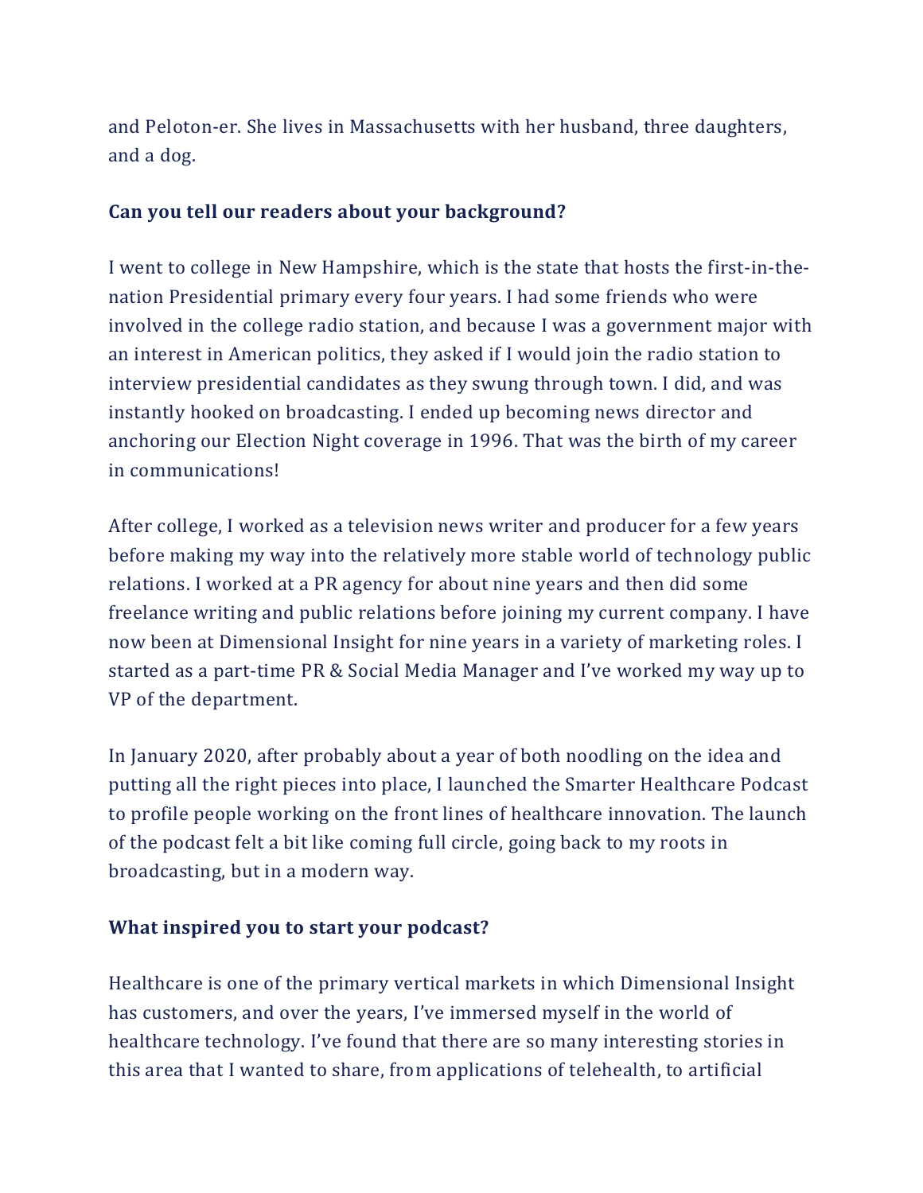and Peloton-er. She lives in Massachusetts with her husband, three daughters, and a dog.

**Can you tell our readers about your background?**

I went to college in New Hampshire, which is the state that hosts the first-in-the-nation Presidential primary every four years. I had some friends who were involved in the college radio station, and because I was a government major with an interest in American politics, they asked if I would join the radio station to interview presidential candidates as they swung through town. I did, and was instantly hooked on broadcasting. I ended up becoming news director and anchoring our Election Night coverage in 1996. That was the birth of my career in communications!

After college, I worked as a television news writer and producer for a few years before making my way into the relatively more stable world of technology public relations. I worked at a PR agency for about nine years and then did some freelance writing and public relations before joining my current company. I have now been at Dimensional Insight for nine years in a variety of marketing roles. I started as a part-time PR & Social Media Manager and I've worked my way up to VP of the department.

In January 2020, after probably about a year of both noodling on the idea and putting all the right pieces into place, I launched the Smarter Healthcare Podcast to profile people working on the front lines of healthcare innovation. The launch of the podcast felt a bit like coming full circle, going back to my roots in broadcasting, but in a modern way.

**What inspired you to start your podcast?**

Healthcare is one of the primary vertical markets in which Dimensional Insight has customers, and over the years, I've immersed myself in the world of healthcare technology. I've found that there are so many interesting stories in this area that I wanted to share, from applications of telehealth, to artificial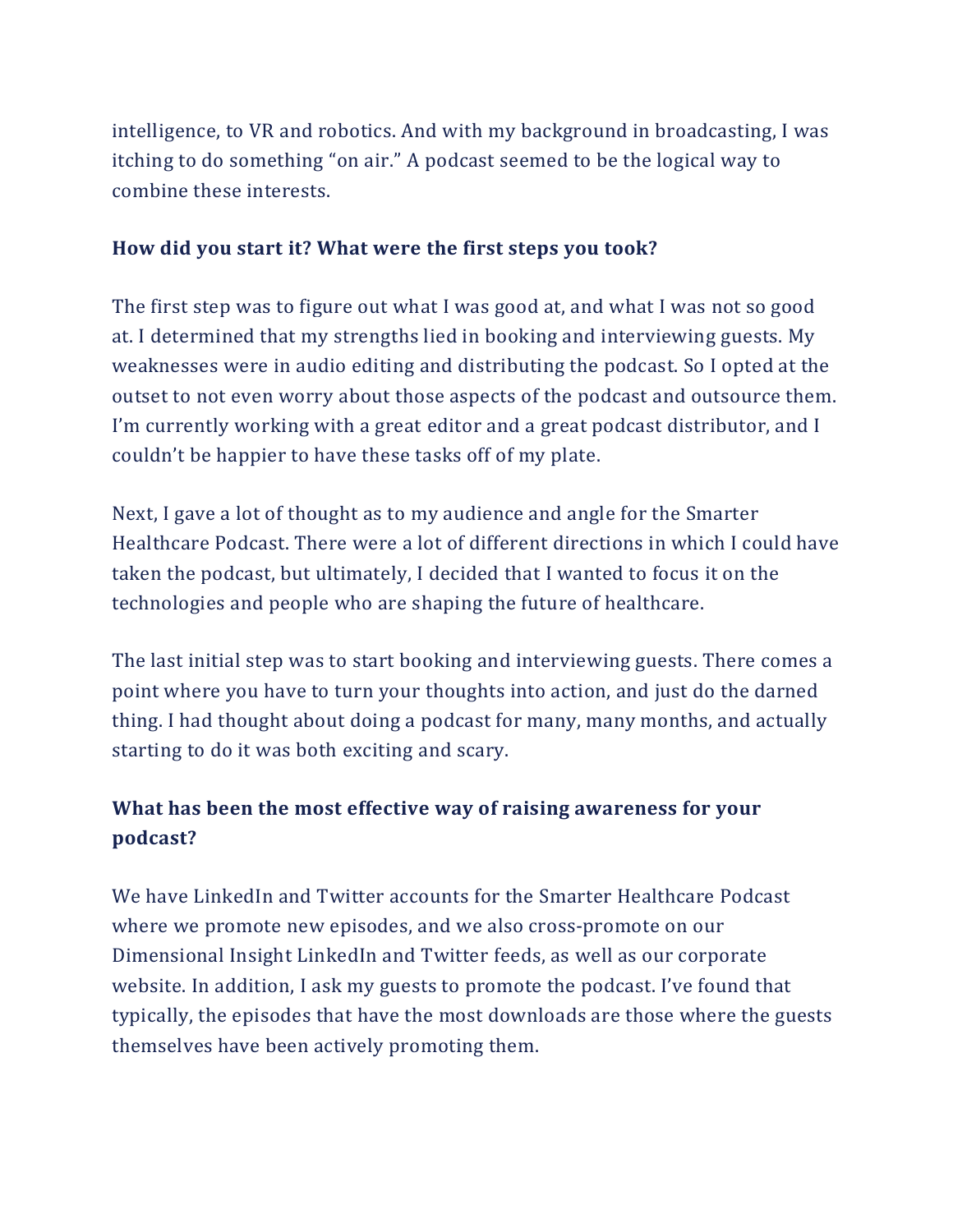intelligence, to VR and robotics. And with my background in broadcasting, I was itching to do something "on air." A podcast seemed to be the logical way to combine these interests.

**How did you start it? What were the first steps you took?**

The first step was to figure out what I was good at, and what I was not so good at. I determined that my strengths lied in booking and interviewing guests. My weaknesses were in audio editing and distributing the podcast. So I opted at the outset to not even worry about those aspects of the podcast and outsource them. I'm currently working with a great editor and a great podcast distributor, and I couldn't be happier to have these tasks off of my plate.

Next, I gave a lot of thought as to my audience and angle for the Smarter Healthcare Podcast. There were a lot of different directions in which I could have taken the podcast, but ultimately, I decided that I wanted to focus it on the technologies and people who are shaping the future of healthcare.

The last initial step was to start booking and interviewing guests. There comes a point where you have to turn your thoughts into action, and just do the darned thing. I had thought about doing a podcast for many, many months, and actually starting to do it was both exciting and scary.

**What has been the most effective way of raising awareness for your podcast?**

We have LinkedIn and Twitter accounts for the Smarter Healthcare Podcast where we promote new episodes, and we also cross-promote on our Dimensional Insight LinkedIn and Twitter feeds, as well as our corporate website. In addition, I ask my guests to promote the podcast. I've found that typically, the episodes that have the most downloads are those where the guests themselves have been actively promoting them.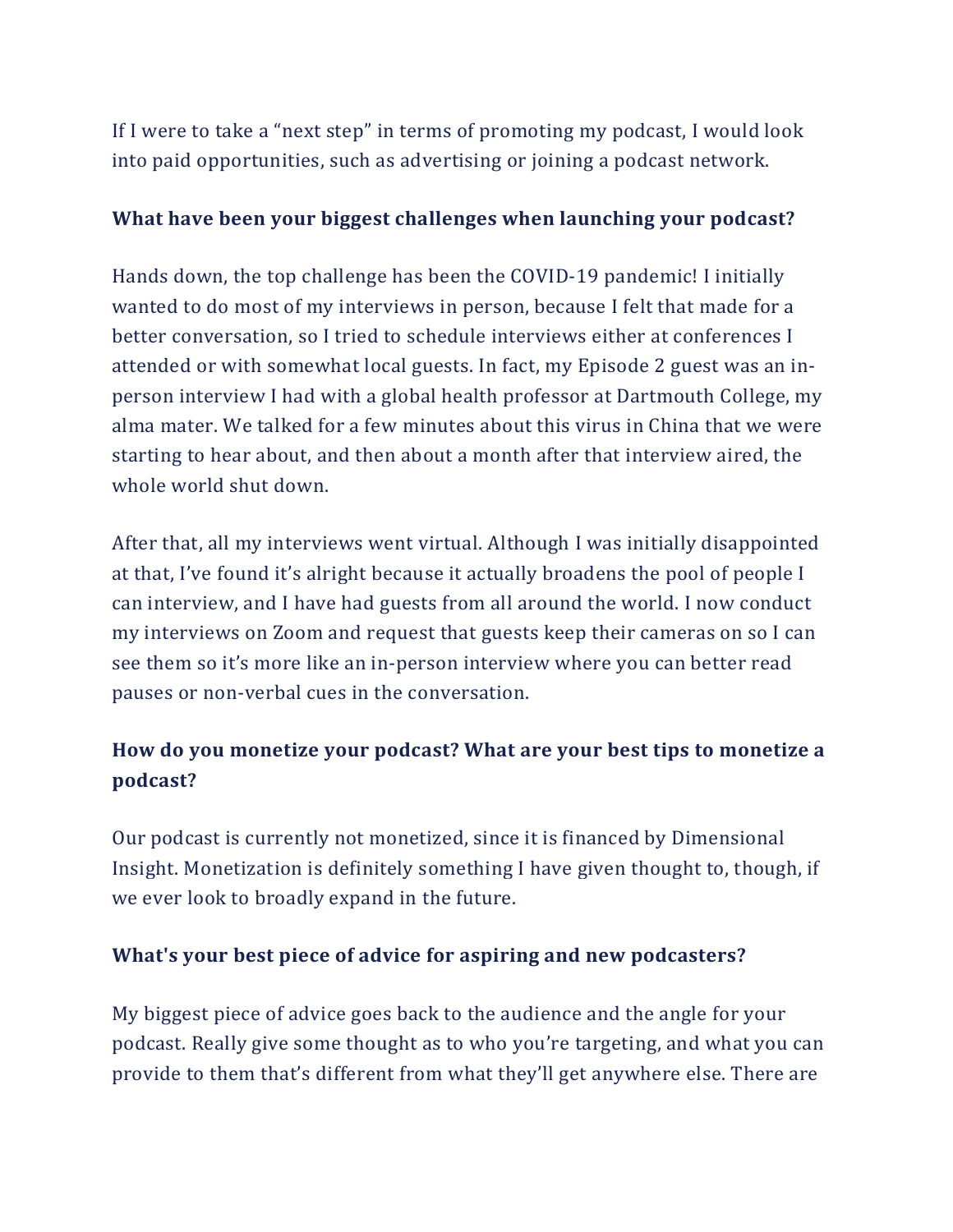If I were to take a "next step" in terms of promoting my podcast, I would look into paid opportunities, such as advertising or joining a podcast network.

**What have been your biggest challenges when launching your podcast?**

Hands down, the top challenge has been the COVID-19 pandemic! I initially wanted to do most of my interviews in person, because I felt that made for a better conversation, so I tried to schedule interviews either at conferences I attended or with somewhat local guests. In fact, my Episode 2 guest was an in-person interview I had with a global health professor at Dartmouth College, my alma mater. We talked for a few minutes about this virus in China that we were starting to hear about, and then about a month after that interview aired, the whole world shut down.

After that, all my interviews went virtual. Although I was initially disappointed at that, I've found it's alright because it actually broadens the pool of people I can interview, and I have had guests from all around the world. I now conduct my interviews on Zoom and request that guests keep their cameras on so I can see them so it's more like an in-person interview where you can better read pauses or non-verbal cues in the conversation.

**How do you monetize your podcast? What are your best tips to monetize a podcast?**

Our podcast is currently not monetized, since it is financed by Dimensional Insight. Monetization is definitely something I have given thought to, though, if we ever look to broadly expand in the future.

**What's your best piece of advice for aspiring and new podcasters?**

My biggest piece of advice goes back to the audience and the angle for your podcast. Really give some thought as to who you're targeting, and what you can provide to them that's different from what they'll get anywhere else. There are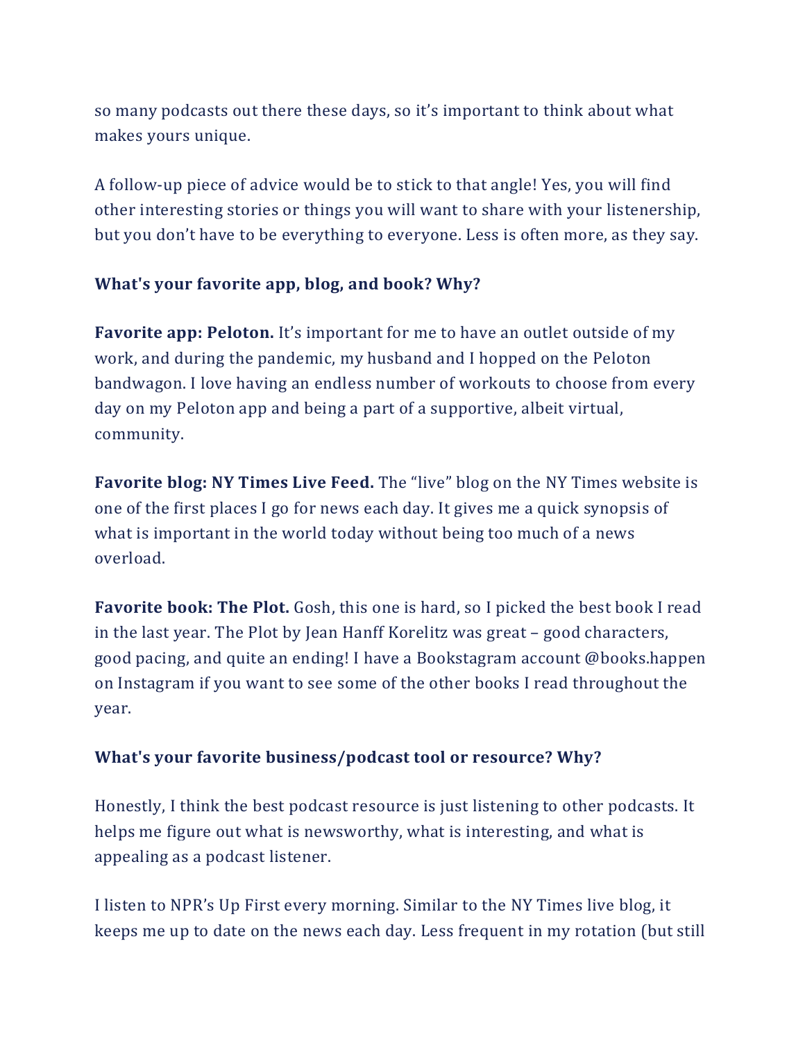so many podcasts out there these days, so it's important to think about what makes yours unique.

A follow-up piece of advice would be to stick to that angle! Yes, you will find other interesting stories or things you will want to share with your listenership, but you don't have to be everything to everyone. Less is often more, as they say.

**What's your favorite app, blog, and book? Why?**

**Favorite app: Peloton.** It's important for me to have an outlet outside of my work, and during the pandemic, my husband and I hopped on the Peloton bandwagon. I love having an endless number of workouts to choose from every day on my Peloton app and being a part of a supportive, albeit virtual, community.

**Favorite blog: NY Times Live Feed.** The "live" blog on the NY Times website is one of the first places I go for news each day. It gives me a quick synopsis of what is important in the world today without being too much of a news overload.

**Favorite book: The Plot.** Gosh, this one is hard, so I picked the best book I read in the last year. The Plot by Jean Hanff Korelitz was great – good characters, good pacing, and quite an ending! I have a Bookstagram account @books.happen on Instagram if you want to see some of the other books I read throughout the year.

**What's your favorite business/podcast tool or resource? Why?**

Honestly, I think the best podcast resource is just listening to other podcasts. It helps me figure out what is newsworthy, what is interesting, and what is appealing as a podcast listener.

I listen to NPR's Up First every morning. Similar to the NY Times live blog, it keeps me up to date on the news each day. Less frequent in my rotation (but still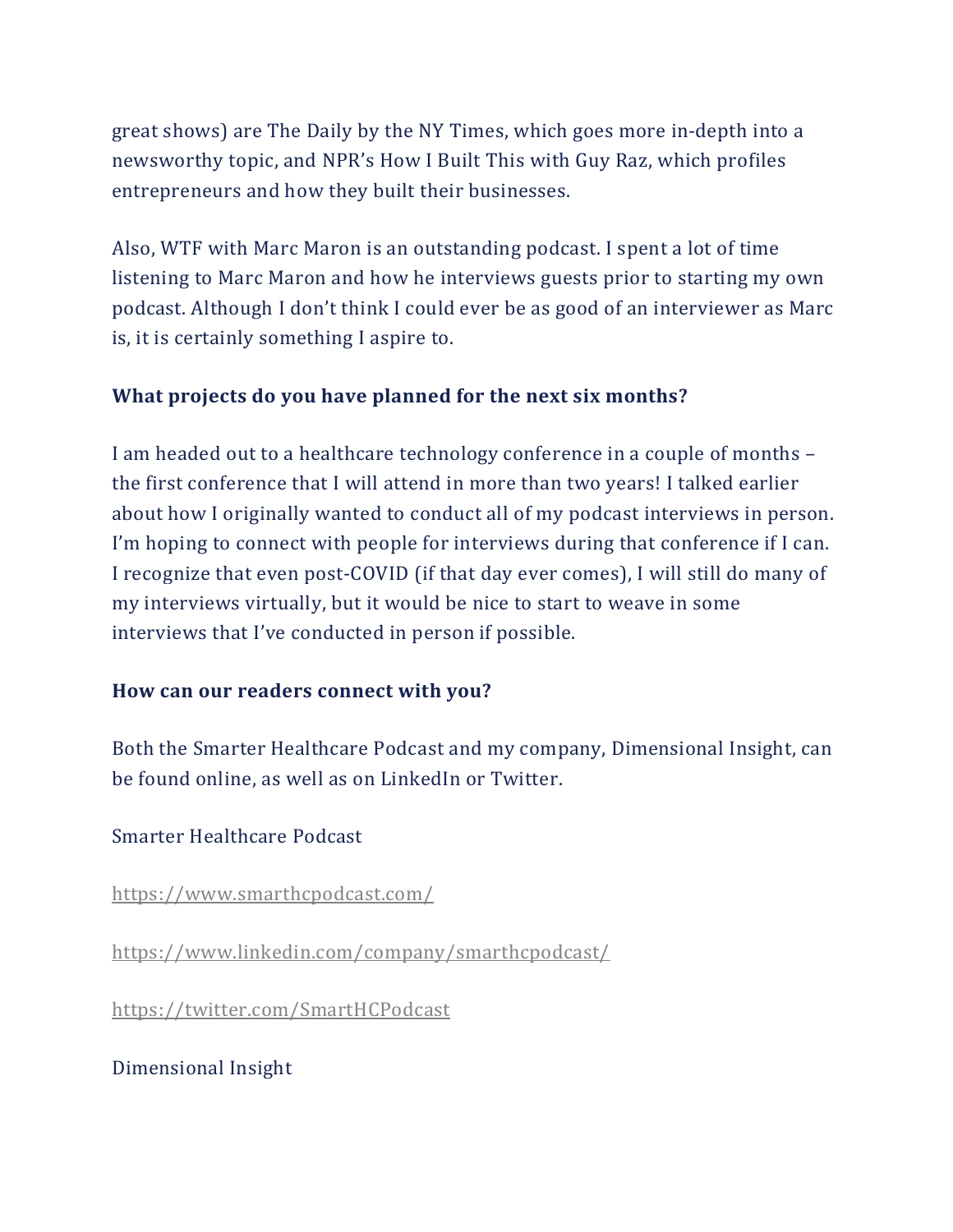great shows) are The Daily by the NY Times, which goes more in-depth into a newsworthy topic, and NPR's How I Built This with Guy Raz, which profiles entrepreneurs and how they built their businesses.

Also, WTF with Marc Maron is an outstanding podcast. I spent a lot of time listening to Marc Maron and how he interviews guests prior to starting my own podcast. Although I don't think I could ever be as good of an interviewer as Marc is, it is certainly something I aspire to.

**What projects do you have planned for the next six months?**

I am headed out to a healthcare technology conference in a couple of months – the first conference that I will attend in more than two years! I talked earlier about how I originally wanted to conduct all of my podcast interviews in person. I'm hoping to connect with people for interviews during that conference if I can. I recognize that even post-COVID (if that day ever comes), I will still do many of my interviews virtually, but it would be nice to start to weave in some interviews that I've conducted in person if possible.

**How can our readers connect with you?**

Both the Smarter Healthcare Podcast and my company, Dimensional Insight, can be found online, as well as on LinkedIn or Twitter.

Smarter Healthcare Podcast

https://www.smarthcpodcast.com/

https://www.linkedin.com/company/smarthcpodcast/

https://twitter.com/SmartHCPodcast

Dimensional Insight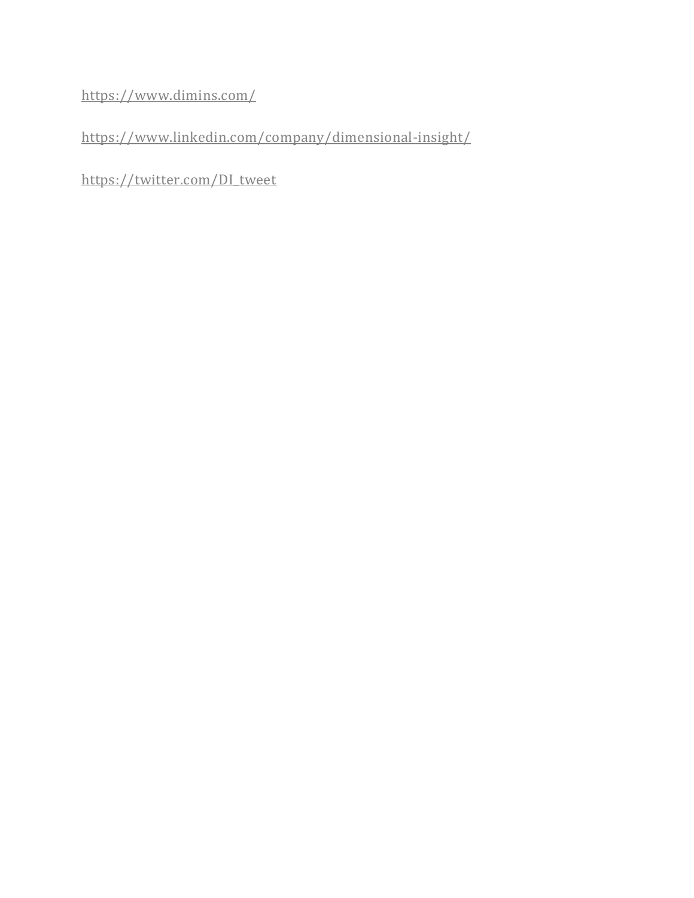https://www.dimins.com/

https://www.linkedin.com/company/dimensional-insight/

https://twitter.com/DI_tweet